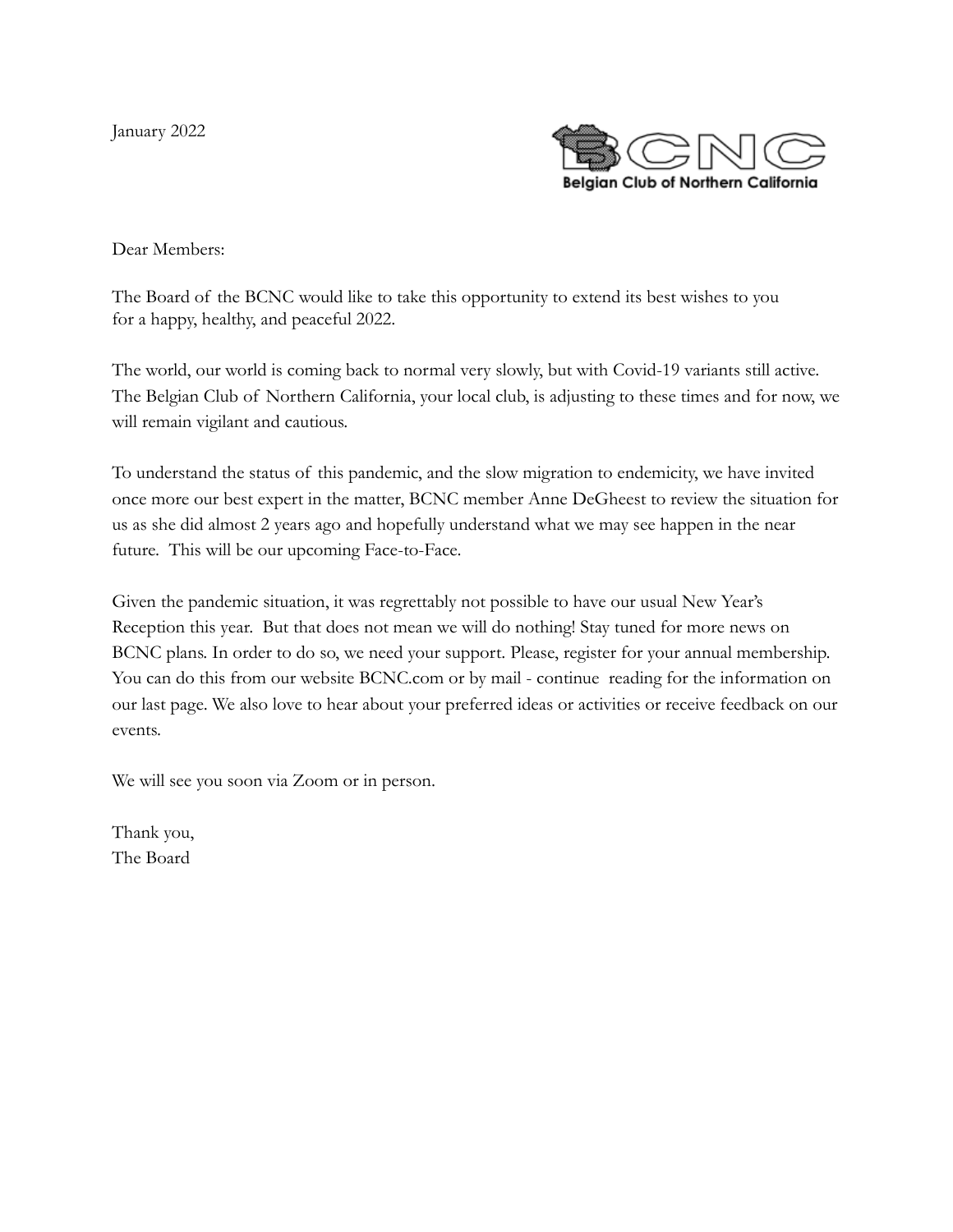January 2022

BCNC
Belgian Club of Northern California

Dear Members:

The Board of the BCNC would like to take this opportunity to extend its best wishes to you for a happy, healthy, and peaceful 2022.

The world, our world is coming back to normal very slowly, but with Covid-19 variants still active. The Belgian Club of Northern California, your local club, is adjusting to these times and for now, we will remain vigilant and cautious.

To understand the status of this pandemic, and the slow migration to endemicity, we have invited once more our best expert in the matter, BCNC member Anne DeGheest to review the situation for us as she did almost 2 years ago and hopefully understand what we may see happen in the near future. This will be our upcoming Face-to-Face.

Given the pandemic situation, it was regrettably not possible to have our usual New Year's Reception this year. But that does not mean we will do nothing! Stay tuned for more news on BCNC plans. In order to do so, we need your support. Please, register for your annual membership. You can do this from our website BCNC.com or by mail - continue reading for the information on our last page. We also love to hear about your preferred ideas or activities or receive feedback on our events.

We will see you soon via Zoom or in person.

Thank you,
The Board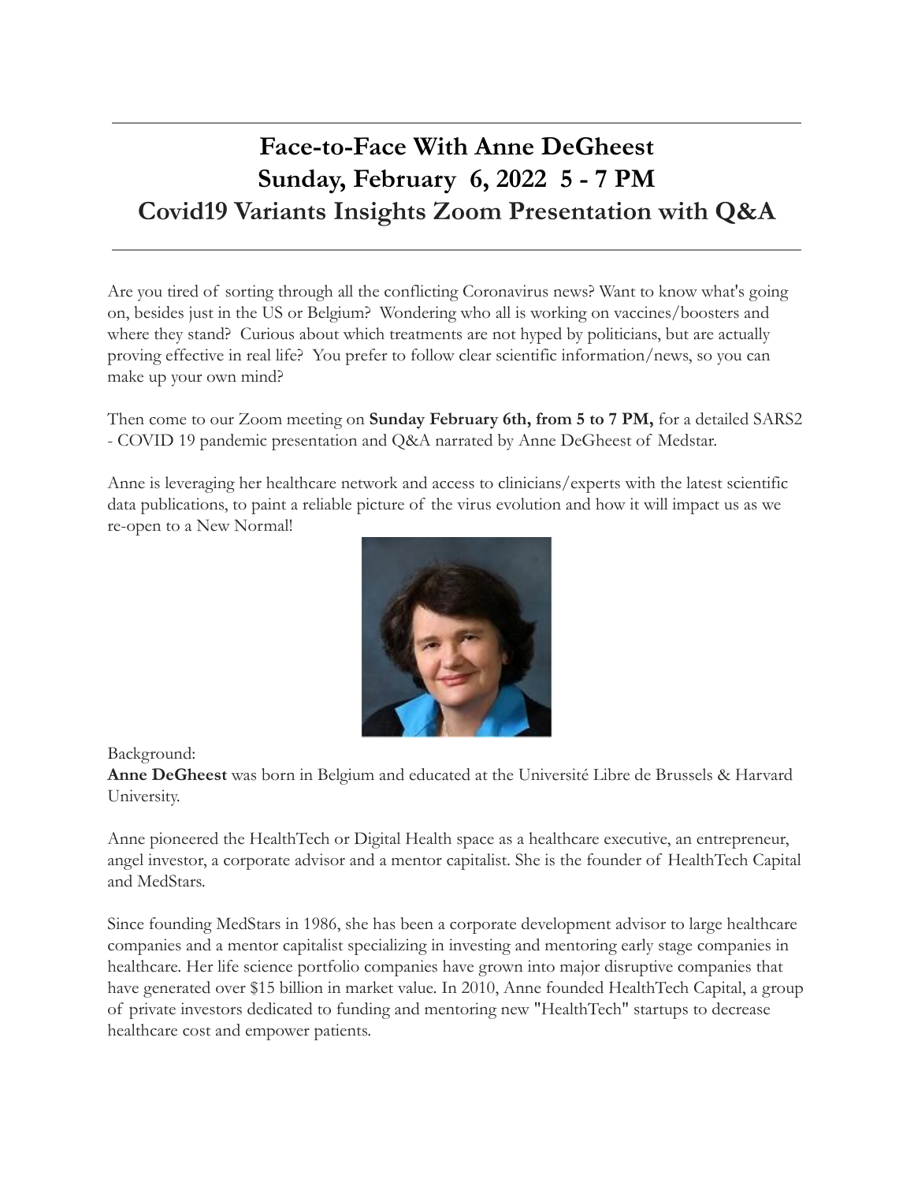# Face-to-Face With Anne DeGheest
# Sunday, February 6, 2022 5 - 7 PM
# Covid19 Variants Insights Zoom Presentation with Q&A

---

Are you tired of sorting through all the conflicting Coronavirus news? Want to know what's going on, besides just in the US or Belgium? Wondering who all is working on vaccines/boosters and where they stand? Curious about which treatments are not hyped by politicians, but are actually proving effective in real life? You prefer to follow clear scientific information/news, so you can make up your own mind?

Then come to our Zoom meeting on **Sunday February 6th, from 5 to 7 PM,** for a detailed SARS2 - COVID 19 pandemic presentation and Q&A narrated by Anne DeGheest of Medstar.

Anne is leveraging her healthcare network and access to clinicians/experts with the latest scientific data publications, to paint a reliable picture of the virus evolution and how it will impact us as we re-open to a New Normal!

Background:
**Anne DeGheest** was born in Belgium and educated at the Université Libre de Brussels & Harvard University.

Anne pioneered the HealthTech or Digital Health space as a healthcare executive, an entrepreneur, angel investor, a corporate advisor and a mentor capitalist. She is the founder of HealthTech Capital and MedStars.

Since founding MedStars in 1986, she has been a corporate development advisor to large healthcare companies and a mentor capitalist specializing in investing and mentoring early stage companies in healthcare. Her life science portfolio companies have grown into major disruptive companies that have generated over $15 billion in market value. In 2010, Anne founded HealthTech Capital, a group of private investors dedicated to funding and mentoring new "HealthTech" startups to decrease healthcare cost and empower patients.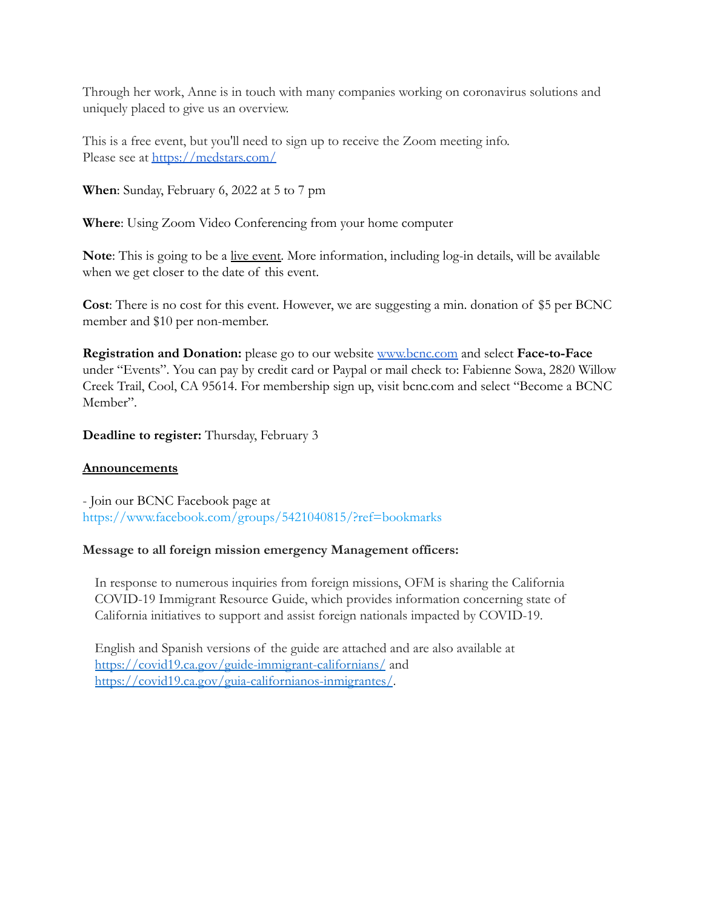Through her work, Anne is in touch with many companies working on coronavirus solutions and uniquely placed to give us an overview.

This is a free event, but you'll need to sign up to receive the Zoom meeting info.
Please see at https://medstars.com/

**When**: Sunday, February 6, 2022 at 5 to 7 pm

**Where**: Using Zoom Video Conferencing from your home computer

**Note**: This is going to be a live event. More information, including log-in details, will be available when we get closer to the date of this event.

**Cost**: There is no cost for this event. However, we are suggesting a min. donation of $5 per BCNC member and $10 per non-member.

**Registration and Donation:** please go to our website www.bcnc.com and select **Face-to-Face** under "Events". You can pay by credit card or Paypal or mail check to: Fabienne Sowa, 2820 Willow Creek Trail, Cool, CA 95614. For membership sign up, visit bcnc.com and select "Become a BCNC Member".

**Deadline to register:** Thursday, February 3

**Announcements**

- Join our BCNC Facebook page at https://www.facebook.com/groups/5421040815/?ref=bookmarks

**Message to all foreign mission emergency Management officers:**

In response to numerous inquiries from foreign missions, OFM is sharing the California COVID-19 Immigrant Resource Guide, which provides information concerning state of California initiatives to support and assist foreign nationals impacted by COVID-19.

English and Spanish versions of the guide are attached and are also available at https://covid19.ca.gov/guide-immigrant-californians/ and https://covid19.ca.gov/guia-californianos-inmigrantes/.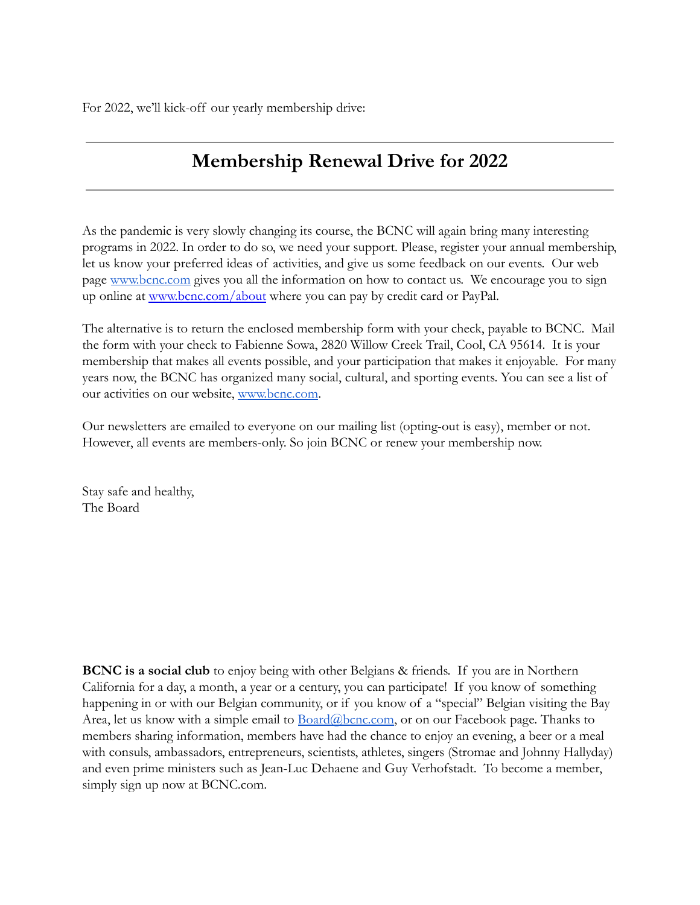For 2022, we'll kick-off our yearly membership drive:

---

# Membership Renewal Drive for 2022

---

As the pandemic is very slowly changing its course, the BCNC will again bring many interesting programs in 2022. In order to do so, we need your support. Please, register your annual membership, let us know your preferred ideas of activities, and give us some feedback on our events. Our web page [www.bcnc.com](http://www.bcnc.com) gives you all the information on how to contact us. We encourage you to sign up online at [www.bcnc.com/about](http://www.bcnc.com/about) where you can pay by credit card or PayPal.

The alternative is to return the enclosed membership form with your check, payable to BCNC. Mail the form with your check to Fabienne Sowa, 2820 Willow Creek Trail, Cool, CA 95614. It is your membership that makes all events possible, and your participation that makes it enjoyable. For many years now, the BCNC has organized many social, cultural, and sporting events. You can see a list of our activities on our website, [www.bcnc.com](http://www.bcnc.com).

Our newsletters are emailed to everyone on our mailing list (opting-out is easy), member or not. However, all events are members-only. So join BCNC or renew your membership now.

Stay safe and healthy,
The Board

**BCNC is a social club** to enjoy being with other Belgians & friends. If you are in Northern California for a day, a month, a year or a century, you can participate! If you know of something happening in or with our Belgian community, or if you know of a "special" Belgian visiting the Bay Area, let us know with a simple email to [Board@bcnc.com](mailto:Board@bcnc.com), or on our Facebook page. Thanks to members sharing information, members have had the chance to enjoy an evening, a beer or a meal with consuls, ambassadors, entrepreneurs, scientists, athletes, singers (Stromae and Johnny Hallyday) and even prime ministers such as Jean-Luc Dehaene and Guy Verhofstadt. To become a member, simply sign up now at BCNC.com.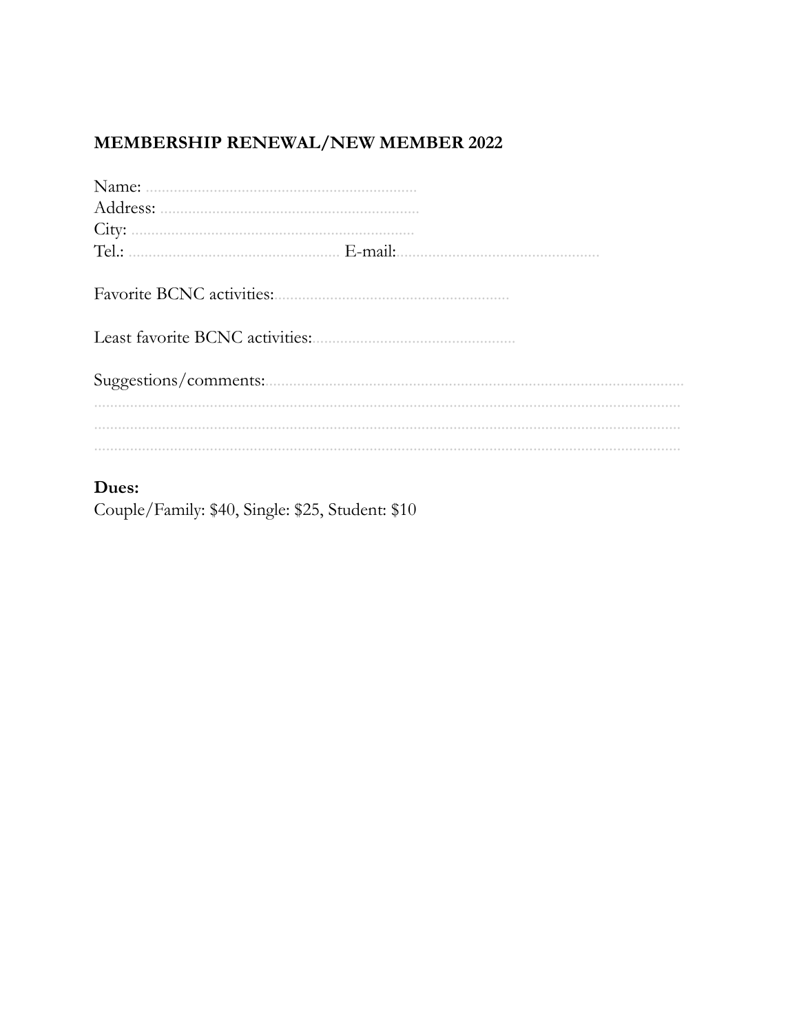**MEMBERSHIP RENEWAL/NEW MEMBER 2022**

Name: ..................................................................
Address: ...............................................................
City: ...................................................................
Tel.: .................................................. E-mail:..................................................

Favorite BCNC activities:.........................................................

Least favorite BCNC activities:.................................................

Suggestions/comments:.........................................................................................
.........................................................................................................................................
.........................................................................................................................................
.........................................................................................................................................

**Dues:**
Couple/Family: $40, Single: $25, Student: $10